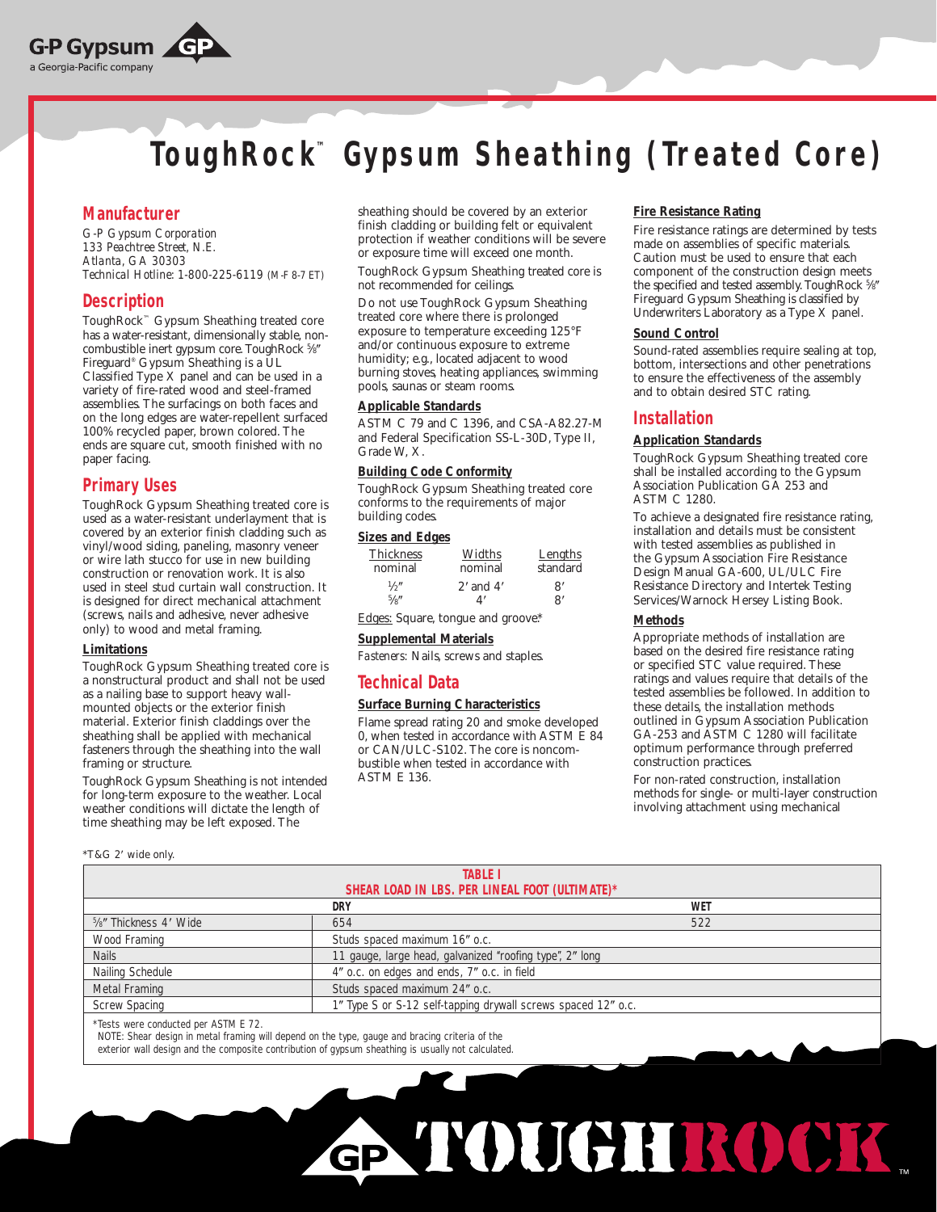# ToughRock™ Gypsum Sheathing (Treated Core)

## Manufacturer

*G-P Gypsum Corporation*
*133 Peachtree Street, N.E.*
*Atlanta, GA 30303*
*Technical Hotline:* 1-800-225-6119 (M-F 8-7 ET)

## Description

ToughRock™ Gypsum Sheathing treated core has a water-resistant, dimensionally stable, non-combustible inert gypsum core. ToughRock ⅝" Fireguard® Gypsum Sheathing is a UL Classified Type X panel and can be used in a variety of fire-rated wood and steel-framed assemblies. The surfacings on both faces and on the long edges are water-repellent surfaced 100% recycled paper, brown colored. The ends are square cut, smooth finished with no paper facing.

## Primary Uses

ToughRock Gypsum Sheathing treated core is used as a water-resistant underlayment that is covered by an exterior finish cladding such as vinyl/wood siding, paneling, masonry veneer or wire lath stucco for use in new building construction or renovation work. It is also used in steel stud curtain wall construction. It is designed for direct mechanical attachment (screws, nails and adhesive, never adhesive only) to wood and metal framing.

### Limitations

ToughRock Gypsum Sheathing treated core is a nonstructural product and shall not be used as a nailing base to support heavy wall-mounted objects or the exterior finish material. Exterior finish claddings over the sheathing shall be applied with mechanical fasteners through the sheathing into the wall framing or structure.

ToughRock Gypsum Sheathing is not intended for long-term exposure to the weather. Local weather conditions will dictate the length of time sheathing may be left exposed. The sheathing should be covered by an exterior finish cladding or building felt or equivalent protection if weather conditions will be severe or exposure time will exceed one month.

ToughRock Gypsum Sheathing treated core is not recommended for ceilings.

Do not use ToughRock Gypsum Sheathing treated core where there is prolonged exposure to temperature exceeding 125°F and/or continuous exposure to extreme humidity; e.g., located adjacent to wood burning stoves, heating appliances, swimming pools, saunas or steam rooms.

### Applicable Standards

ASTM C 79 and C 1396, and CSA-A82.27-M and Federal Specification SS-L-30D, Type II, Grade W, X.

### Building Code Conformity

ToughRock Gypsum Sheathing treated core conforms to the requirements of major building codes.

### Sizes and Edges

| Thickness nominal | Widths nominal | Lengths standard |
|---|---|---|
| ½" | 2' and 4' | 8' |
| ⅝" | 4' | 8' |

Edges: Square, tongue and groove*

### Supplemental Materials

*Fasteners:* Nails, screws and staples.

## Technical Data

### Surface Burning Characteristics

Flame spread rating 20 and smoke developed 0, when tested in accordance with ASTM E 84 or CAN/ULC-S102. The core is noncombustible when tested in accordance with ASTM E 136.

### Fire Resistance Rating

Fire resistance ratings are determined by tests made on assemblies of specific materials. Caution must be used to ensure that each component of the construction design meets the specified and tested assembly. ToughRock ⅝" Fireguard Gypsum Sheathing is classified by Underwriters Laboratory as a Type X panel.

### Sound Control

Sound-rated assemblies require sealing at top, bottom, intersections and other penetrations to ensure the effectiveness of the assembly and to obtain desired STC rating.

## Installation

### Application Standards

ToughRock Gypsum Sheathing treated core shall be installed according to the Gypsum Association Publication GA 253 and ASTM C 1280.

To achieve a designated fire resistance rating, installation and details must be consistent with tested assemblies as published in the Gypsum Association Fire Resistance Design Manual GA-600, UL/ULC Fire Resistance Directory and Intertek Testing Services/Warnock Hersey Listing Book.

### Methods

Appropriate methods of installation are based on the desired fire resistance rating or specified STC value required. These ratings and values require that details of the tested assemblies be followed. In addition to these details, the installation methods outlined in Gypsum Association Publication GA-253 and ASTM C 1280 will facilitate optimum performance through preferred construction practices.

For non-rated construction, installation methods for single- or multi-layer construction involving attachment using mechanical

*T&G 2' wide only.

**TABLE I**
**SHEAR LOAD IN LBS. PER LINEAL FOOT (ULTIMATE)***

| | DRY | WET |
|---|---|---|
| ⅝" Thickness 4' Wide | 654 | 522 |
| Wood Framing | Studs spaced maximum 16" o.c. | |
| Nails | 11 gauge, large head, galvanized "roofing type", 2" long | |
| Nailing Schedule | 4" o.c. on edges and ends, 7" o.c. in field | |
| Metal Framing | Studs spaced maximum 24" o.c. | |
| Screw Spacing | 1" Type S or S-12 self-tapping drywall screws spaced 12" o.c. | |

*Tests were conducted per ASTM E 72.
NOTE: Shear design in metal framing will depend on the type, gauge and bracing criteria of the exterior wall design and the composite contribution of gypsum sheathing is usually not calculated.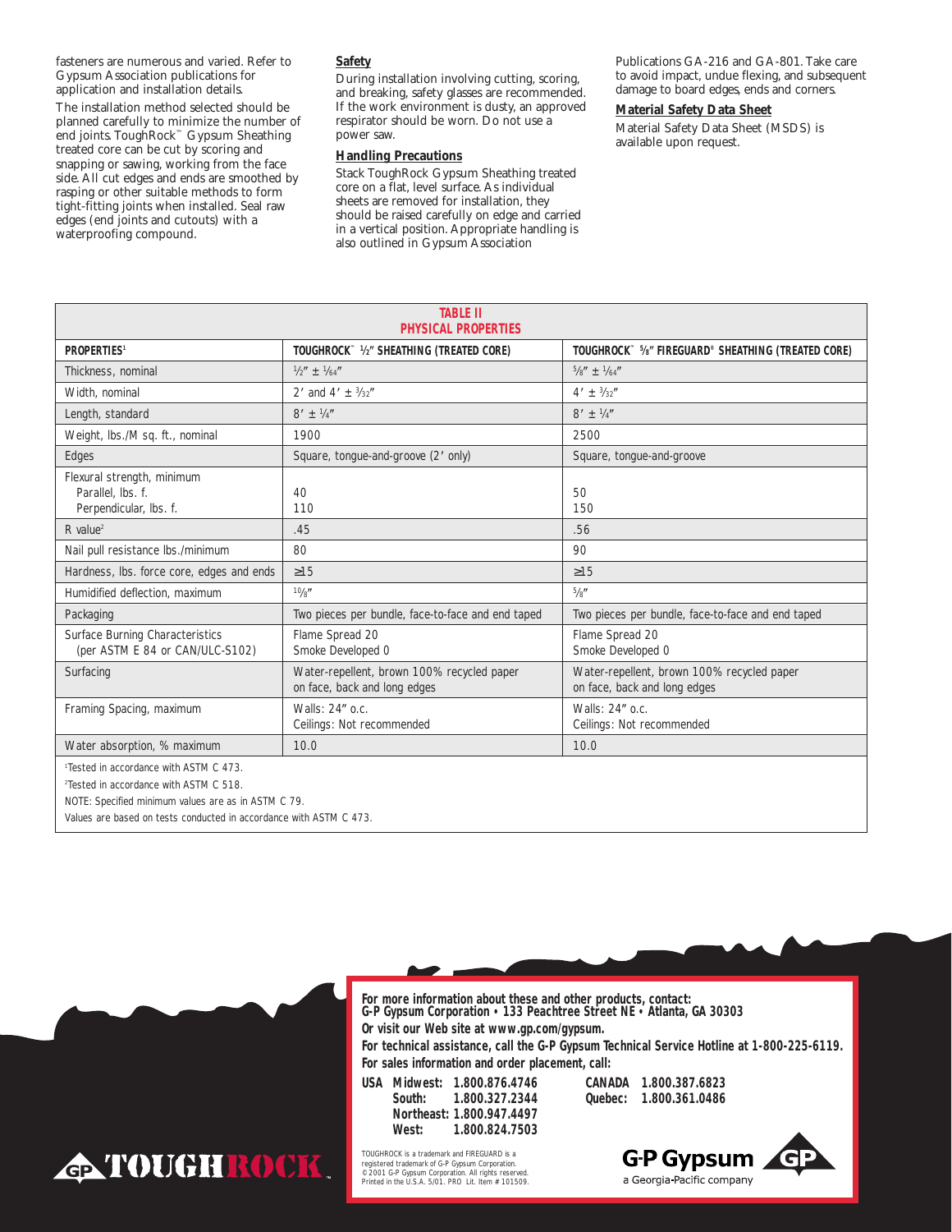fasteners are numerous and varied. Refer to Gypsum Association publications for application and installation details.

The installation method selected should be planned carefully to minimize the number of end joints. ToughRock™ Gypsum Sheathing treated core can be cut by scoring and snapping or sawing, working from the face side. All cut edges and ends are smoothed by rasping or other suitable methods to form tight-fitting joints when installed. Seal raw edges (end joints and cutouts) with a waterproofing compound.

**Safety**

During installation involving cutting, scoring, and breaking, safety glasses are recommended. If the work environment is dusty, an approved respirator should be worn. Do not use a power saw.

**Handling Precautions**

Stack ToughRock Gypsum Sheathing treated core on a flat, level surface. As individual sheets are removed for installation, they should be raised carefully on edge and carried in a vertical position. Appropriate handling is also outlined in Gypsum Association Publications GA-216 and GA-801. Take care to avoid impact, undue flexing, and subsequent damage to board edges, ends and corners.

**Material Safety Data Sheet**

Material Safety Data Sheet (MSDS) is available upon request.

**TABLE II**
**PHYSICAL PROPERTIES**

| PROPERTIES[1] | TOUGHROCK™ 1/2" SHEATHING (TREATED CORE) | TOUGHROCK™ 5/8" FIREGUARD® SHEATHING (TREATED CORE) |
|---|---|---|
| Thickness, nominal | 1/2" ± 1/64" | 5/8" ± 1/64" |
| Width, nominal | 2' and 4' ± 3/32" | 4' ± 3/32" |
| Length, standard | 8' ± 1/4" | 8' ± 1/4" |
| Weight, lbs./M sq. ft., nominal | 1900 | 2500 |
| Edges | Square, tongue-and-groove (2' only) | Square, tongue-and-groove |
| Flexural strength, minimum<br>Parallel, lbs. f.<br>Perpendicular, lbs. f. | <br>40<br>110 | <br>50<br>150 |
| R value[2] | .45 | .56 |
| Nail pull resistance lbs./minimum | 80 | 90 |
| Hardness, lbs. force core, edges and ends | ≥15 | ≥15 |
| Humidified deflection, maximum | 10/8" | 5/8" |
| Packaging | Two pieces per bundle, face-to-face and end taped | Two pieces per bundle, face-to-face and end taped |
| Surface Burning Characteristics (per ASTM E 84 or CAN/ULC-S102) | Flame Spread 20<br>Smoke Developed 0 | Flame Spread 20<br>Smoke Developed 0 |
| Surfacing | Water-repellent, brown 100% recycled paper on face, back and long edges | Water-repellent, brown 100% recycled paper on face, back and long edges |
| Framing Spacing, maximum | Walls: 24" o.c.<br>Ceilings: Not recommended | Walls: 24" o.c.<br>Ceilings: Not recommended |
| Water absorption, % maximum | 10.0 | 10.0 |

[1]Tested in accordance with ASTM C 473.

[2]Tested in accordance with ASTM C 518.

NOTE: Specified minimum values are as in ASTM C 79.

Values are based on tests conducted in accordance with ASTM C 473.

**For more information about these and other products, contact:**
**G-P Gypsum Corporation • 133 Peachtree Street NE • Atlanta, GA 30303**

**Or visit our Web site at www.gp.com/gypsum.**

**For technical assistance, call the G-P Gypsum Technical Service Hotline at 1-800-225-6119.**

**For sales information and order placement, call:**

**USA Midwest: 1.800.876.4746**
**South: 1.800.327.2344**
**Northeast: 1.800.947.4497**
**West: 1.800.824.7503**

**CANADA 1.800.387.6823**
**Quebec: 1.800.361.0486**

TOUGHROCK is a trademark and FIREGUARD is a registered trademark of G-P Gypsum Corporation.
© 2001 G-P Gypsum Corporation. All rights reserved.
Printed in the U.S.A. 5/01. PRO Lit. Item # 101509.

TOUGHROCK™

G-P Gypsum
a Georgia-Pacific company